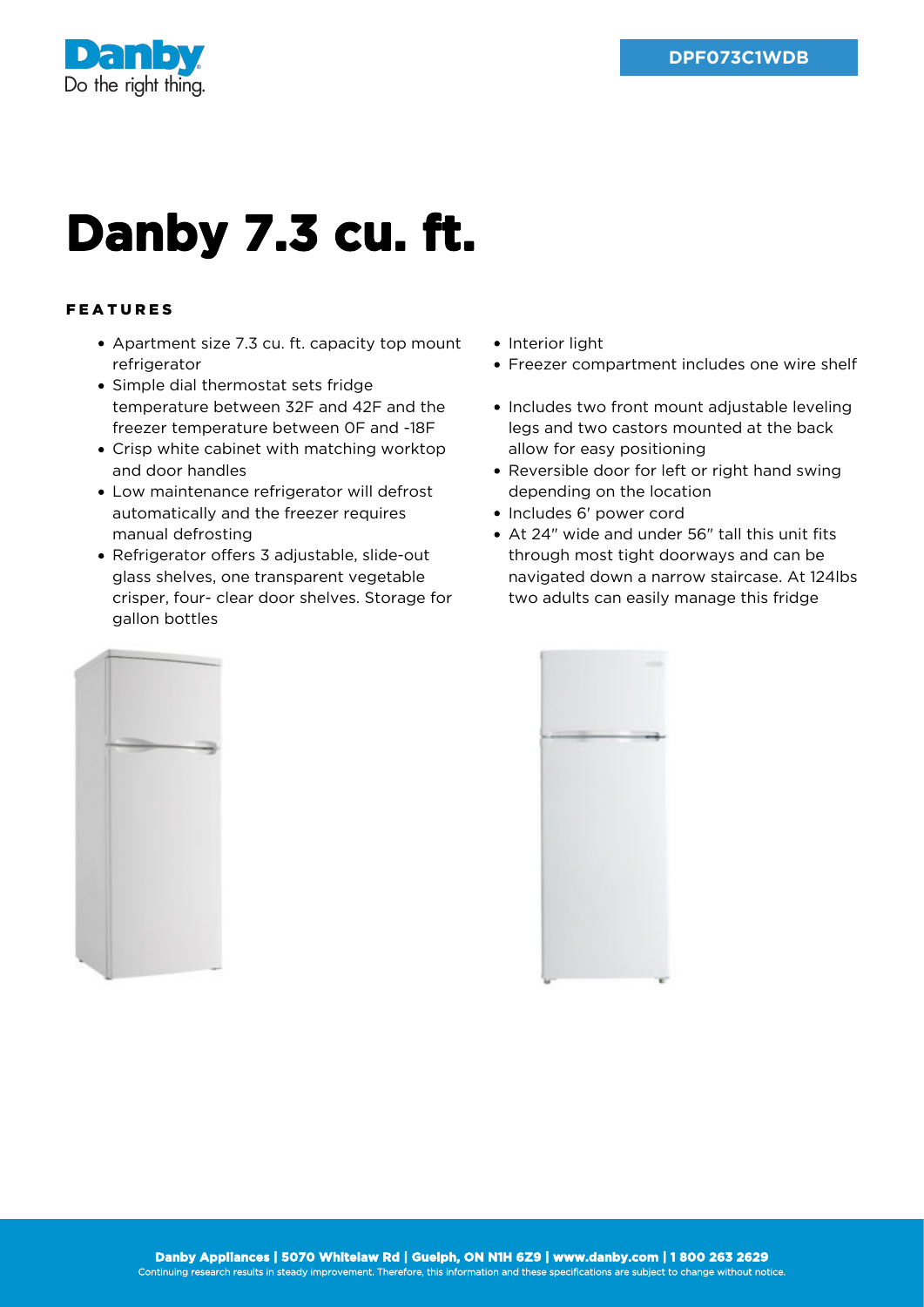DPF073C1WDB

# Danby 7.3 cu. ft.

## FEATURES

- Apartment size 7.3 cu. ft. capacity top mount refrigerator
- Simple dial thermostat sets fridge temperature between 32F and 42F and the freezer temperature between 0F and -18F
- Crisp white cabinet with matching worktop and door handles
- Low maintenance refrigerator will defrost automatically and the freezer requires manual defrosting
- Refrigerator offers 3 adjustable, slide-out glass shelves, one transparent vegetable crisper, four- clear door shelves. Storage for gallon bottles
- Interior light
- Freezer compartment includes one wire shelf
- Includes two front mount adjustable leveling legs and two castors mounted at the back allow for easy positioning
- Reversible door for left or right hand swing depending on the location
- Includes 6' power cord
- At 24" wide and under 56" tall this unit fits through most tight doorways and can be navigated down a narrow staircase. At 124lbs two adults can easily manage this fridge

**Danby Appliances | 5070 Whitelaw Rd | Guelph, ON N1H 6Z9 | www.danby.com | 1 800 263 2629**
Continuing research results in steady improvement. Therefore, this information and these specifications are subject to change without notice.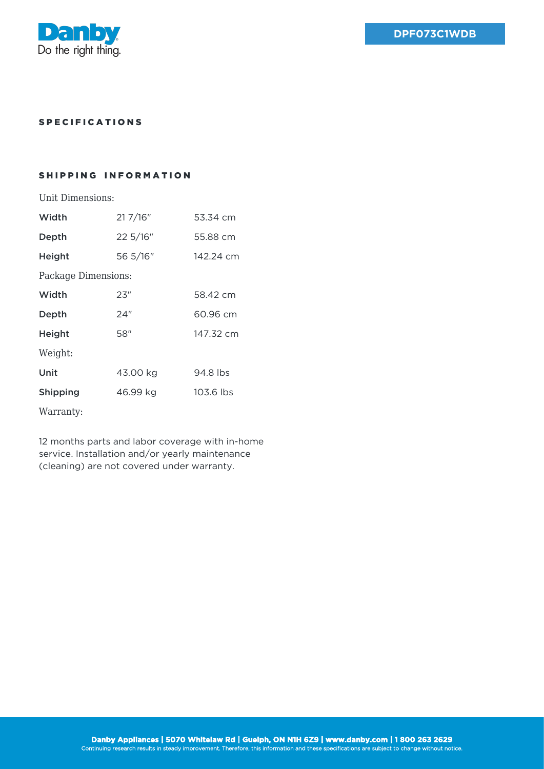**DPF073C1WDB**

## SPECIFICATIONS

### SHIPPING INFORMATION

Unit Dimensions:

| | | |
|---|---|---|
| **Width** | 21 7/16" | 53.34 cm |
| **Depth** | 22 5/16" | 55.88 cm |
| **Height** | 56 5/16" | 142.24 cm |

Package Dimensions:

| | | |
|---|---|---|
| **Width** | 23" | 58.42 cm |
| **Depth** | 24" | 60.96 cm |
| **Height** | 58" | 147.32 cm |

Weight:

| | | |
|---|---|---|
| **Unit** | 43.00 kg | 94.8 lbs |
| **Shipping** | 46.99 kg | 103.6 lbs |

Warranty:

12 months parts and labor coverage with in-home service. Installation and/or yearly maintenance (cleaning) are not covered under warranty.

**Danby Appliances | 5070 Whitelaw Rd | Guelph, ON N1H 6Z9 | www.danby.com | 1 800 263 2629**
Continuing research results in steady improvement. Therefore, this information and these specifications are subject to change without notice.